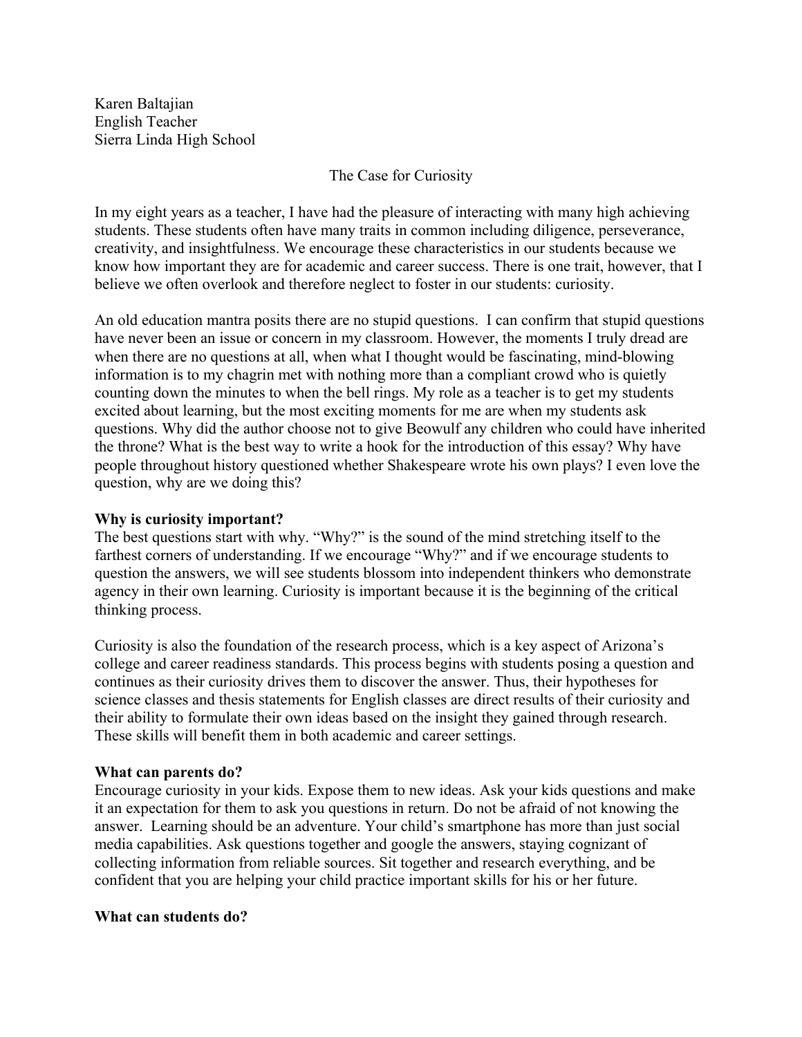Karen Baltajian
English Teacher
Sierra Linda High School

# The Case for Curiosity

In my eight years as a teacher, I have had the pleasure of interacting with many high achieving students. These students often have many traits in common including diligence, perseverance, creativity, and insightfulness. We encourage these characteristics in our students because we know how important they are for academic and career success. There is one trait, however, that I believe we often overlook and therefore neglect to foster in our students: curiosity.

An old education mantra posits there are no stupid questions. I can confirm that stupid questions have never been an issue or concern in my classroom. However, the moments I truly dread are when there are no questions at all, when what I thought would be fascinating, mind-blowing information is to my chagrin met with nothing more than a compliant crowd who is quietly counting down the minutes to when the bell rings. My role as a teacher is to get my students excited about learning, but the most exciting moments for me are when my students ask questions. Why did the author choose not to give Beowulf any children who could have inherited the throne? What is the best way to write a hook for the introduction of this essay? Why have people throughout history questioned whether Shakespeare wrote his own plays? I even love the question, why are we doing this?

## Why is curiosity important?

The best questions start with why. "Why?" is the sound of the mind stretching itself to the farthest corners of understanding. If we encourage "Why?" and if we encourage students to question the answers, we will see students blossom into independent thinkers who demonstrate agency in their own learning. Curiosity is important because it is the beginning of the critical thinking process.

Curiosity is also the foundation of the research process, which is a key aspect of Arizona's college and career readiness standards. This process begins with students posing a question and continues as their curiosity drives them to discover the answer. Thus, their hypotheses for science classes and thesis statements for English classes are direct results of their curiosity and their ability to formulate their own ideas based on the insight they gained through research. These skills will benefit them in both academic and career settings.

## What can parents do?

Encourage curiosity in your kids. Expose them to new ideas. Ask your kids questions and make it an expectation for them to ask you questions in return. Do not be afraid of not knowing the answer. Learning should be an adventure. Your child's smartphone has more than just social media capabilities. Ask questions together and google the answers, staying cognizant of collecting information from reliable sources. Sit together and research everything, and be confident that you are helping your child practice important skills for his or her future.

## What can students do?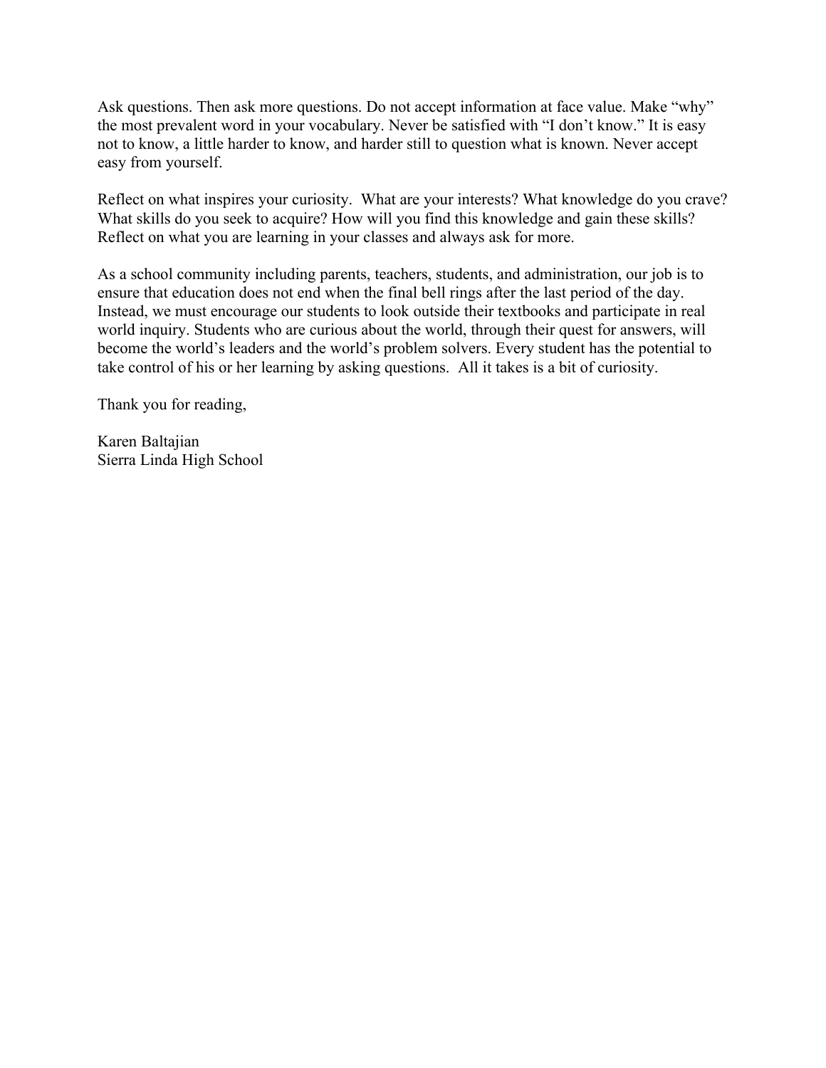Ask questions. Then ask more questions. Do not accept information at face value. Make "why" the most prevalent word in your vocabulary. Never be satisfied with "I don't know." It is easy not to know, a little harder to know, and harder still to question what is known. Never accept easy from yourself.

Reflect on what inspires your curiosity. What are your interests? What knowledge do you crave? What skills do you seek to acquire? How will you find this knowledge and gain these skills? Reflect on what you are learning in your classes and always ask for more.

As a school community including parents, teachers, students, and administration, our job is to ensure that education does not end when the final bell rings after the last period of the day. Instead, we must encourage our students to look outside their textbooks and participate in real world inquiry. Students who are curious about the world, through their quest for answers, will become the world's leaders and the world's problem solvers. Every student has the potential to take control of his or her learning by asking questions. All it takes is a bit of curiosity.

Thank you for reading,

Karen Baltajian
Sierra Linda High School